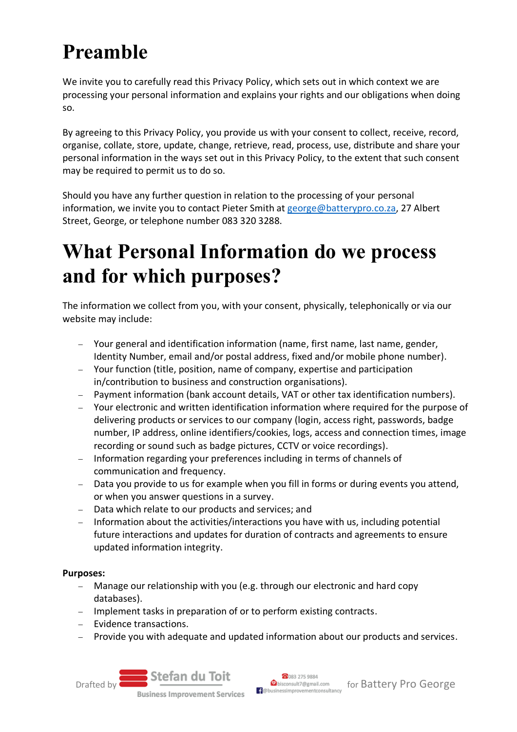# Preamble

We invite you to carefully read this Privacy Policy, which sets out in which context we are processing your personal information and explains your rights and our obligations when doing so.

By agreeing to this Privacy Policy, you provide us with your consent to collect, receive, record, organise, collate, store, update, change, retrieve, read, process, use, distribute and share your personal information in the ways set out in this Privacy Policy, to the extent that such consent may be required to permit us to do so.

Should you have any further question in relation to the processing of your personal information, we invite you to contact Pieter Smith at george@batterypro.co.za, 27 Albert Street, George, or telephone number 083 320 3288.

# What Personal Information do we process and for which purposes?

The information we collect from you, with your consent, physically, telephonically or via our website may include:

- Your general and identification information (name, first name, last name, gender, Identity Number, email and/or postal address, fixed and/or mobile phone number).
- Your function (title, position, name of company, expertise and participation in/contribution to business and construction organisations).
- Payment information (bank account details, VAT or other tax identification numbers).
- Your electronic and written identification information where required for the purpose of delivering products or services to our company (login, access right, passwords, badge number, IP address, online identifiers/cookies, logs, access and connection times, image recording or sound such as badge pictures, CCTV or voice recordings).
- Information regarding your preferences including in terms of channels of communication and frequency.
- Data you provide to us for example when you fill in forms or during events you attend, or when you answer questions in a survey.
- Data which relate to our products and services; and
- Information about the activities/interactions you have with us, including potential future interactions and updates for duration of contracts and agreements to ensure updated information integrity.

**Purposes:**

- Manage our relationship with you (e.g. through our electronic and hard copy databases).
- Implement tasks in preparation of or to perform existing contracts.
- Evidence transactions.
- Provide you with adequate and updated information about our products and services.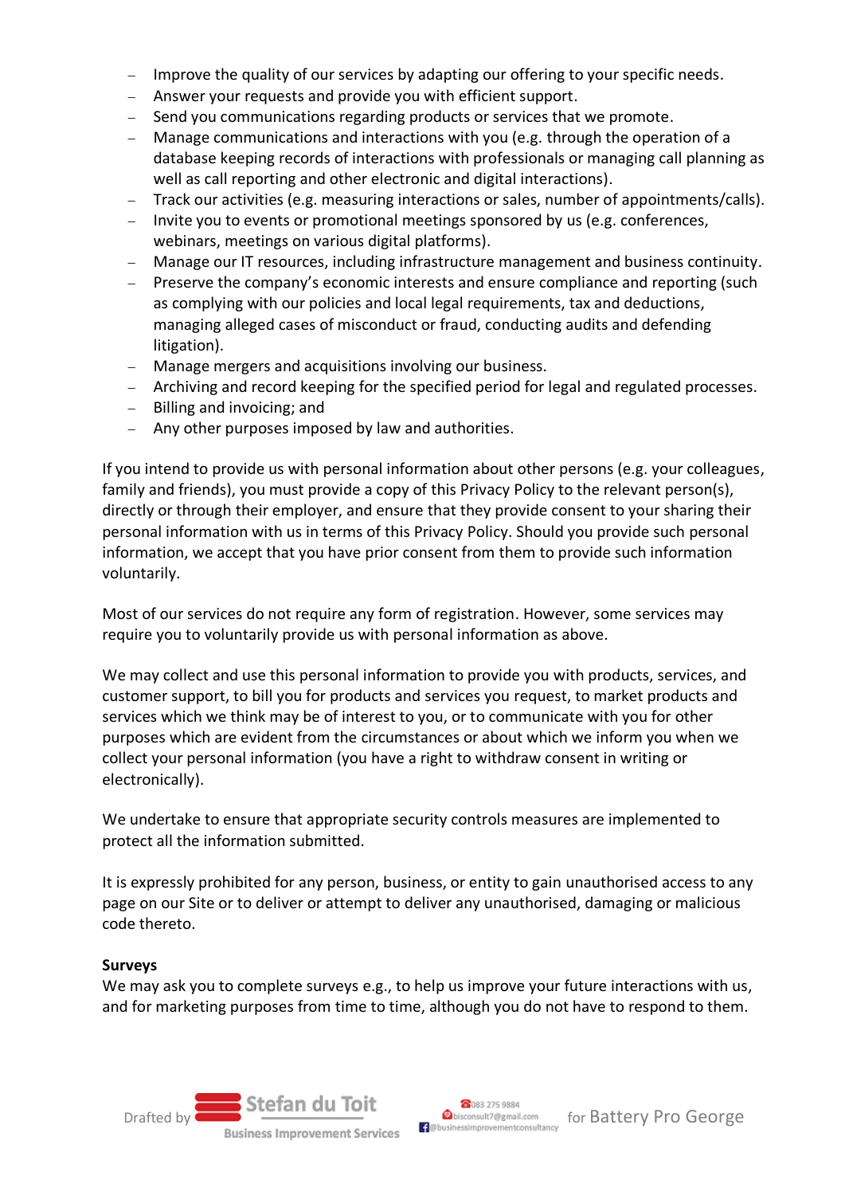- Improve the quality of our services by adapting our offering to your specific needs.
- Answer your requests and provide you with efficient support.
- Send you communications regarding products or services that we promote.
- Manage communications and interactions with you (e.g. through the operation of a database keeping records of interactions with professionals or managing call planning as well as call reporting and other electronic and digital interactions).
- Track our activities (e.g. measuring interactions or sales, number of appointments/calls).
- Invite you to events or promotional meetings sponsored by us (e.g. conferences, webinars, meetings on various digital platforms).
- Manage our IT resources, including infrastructure management and business continuity.
- Preserve the company's economic interests and ensure compliance and reporting (such as complying with our policies and local legal requirements, tax and deductions, managing alleged cases of misconduct or fraud, conducting audits and defending litigation).
- Manage mergers and acquisitions involving our business.
- Archiving and record keeping for the specified period for legal and regulated processes.
- Billing and invoicing; and
- Any other purposes imposed by law and authorities.

If you intend to provide us with personal information about other persons (e.g. your colleagues, family and friends), you must provide a copy of this Privacy Policy to the relevant person(s), directly or through their employer, and ensure that they provide consent to your sharing their personal information with us in terms of this Privacy Policy. Should you provide such personal information, we accept that you have prior consent from them to provide such information voluntarily.

Most of our services do not require any form of registration. However, some services may require you to voluntarily provide us with personal information as above.

We may collect and use this personal information to provide you with products, services, and customer support, to bill you for products and services you request, to market products and services which we think may be of interest to you, or to communicate with you for other purposes which are evident from the circumstances or about which we inform you when we collect your personal information (you have a right to withdraw consent in writing or electronically).

We undertake to ensure that appropriate security controls measures are implemented to protect all the information submitted.

It is expressly prohibited for any person, business, or entity to gain unauthorised access to any page on our Site or to deliver or attempt to deliver any unauthorised, damaging or malicious code thereto.

**Surveys**

We may ask you to complete surveys e.g., to help us improve your future interactions with us, and for marketing purposes from time to time, although you do not have to respond to them.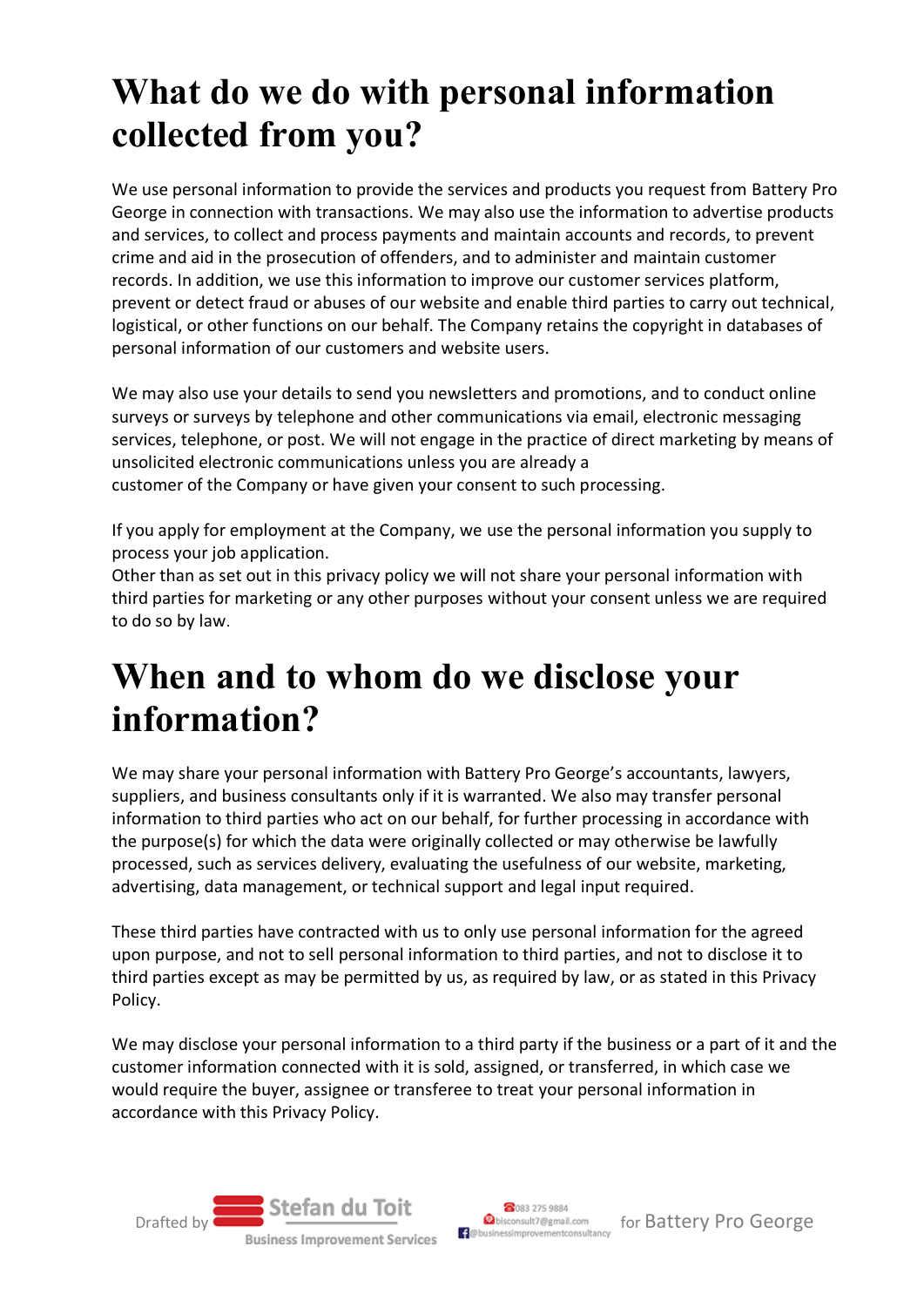# What do we do with personal information collected from you?

We use personal information to provide the services and products you request from Battery Pro George in connection with transactions. We may also use the information to advertise products and services, to collect and process payments and maintain accounts and records, to prevent crime and aid in the prosecution of offenders, and to administer and maintain customer records. In addition, we use this information to improve our customer services platform, prevent or detect fraud or abuses of our website and enable third parties to carry out technical, logistical, or other functions on our behalf. The Company retains the copyright in databases of personal information of our customers and website users.

We may also use your details to send you newsletters and promotions, and to conduct online surveys or surveys by telephone and other communications via email, electronic messaging services, telephone, or post. We will not engage in the practice of direct marketing by means of unsolicited electronic communications unless you are already a customer of the Company or have given your consent to such processing.

If you apply for employment at the Company, we use the personal information you supply to process your job application.
Other than as set out in this privacy policy we will not share your personal information with third parties for marketing or any other purposes without your consent unless we are required to do so by law.

# When and to whom do we disclose your information?

We may share your personal information with Battery Pro George's accountants, lawyers, suppliers, and business consultants only if it is warranted. We also may transfer personal information to third parties who act on our behalf, for further processing in accordance with the purpose(s) for which the data were originally collected or may otherwise be lawfully processed, such as services delivery, evaluating the usefulness of our website, marketing, advertising, data management, or technical support and legal input required.

These third parties have contracted with us to only use personal information for the agreed upon purpose, and not to sell personal information to third parties, and not to disclose it to third parties except as may be permitted by us, as required by law, or as stated in this Privacy Policy.

We may disclose your personal information to a third party if the business or a part of it and the customer information connected with it is sold, assigned, or transferred, in which case we would require the buyer, assignee or transferee to treat your personal information in accordance with this Privacy Policy.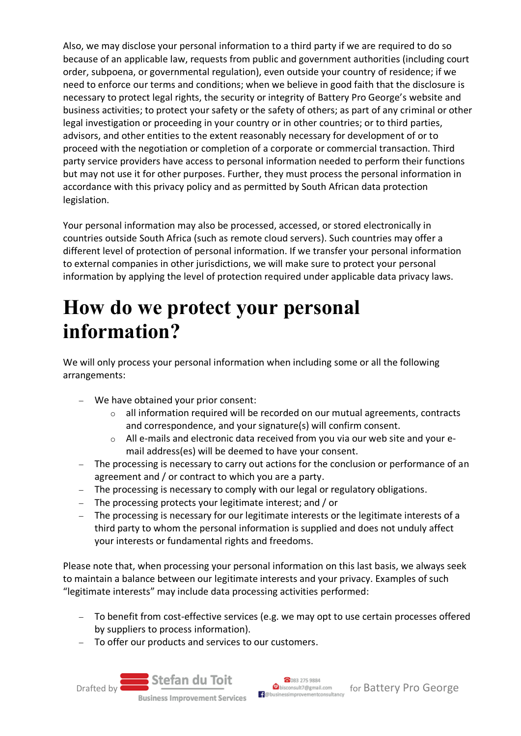Also, we may disclose your personal information to a third party if we are required to do so because of an applicable law, requests from public and government authorities (including court order, subpoena, or governmental regulation), even outside your country of residence; if we need to enforce our terms and conditions; when we believe in good faith that the disclosure is necessary to protect legal rights, the security or integrity of Battery Pro George's website and business activities; to protect your safety or the safety of others; as part of any criminal or other legal investigation or proceeding in your country or in other countries; or to third parties, advisors, and other entities to the extent reasonably necessary for development of or to proceed with the negotiation or completion of a corporate or commercial transaction. Third party service providers have access to personal information needed to perform their functions but may not use it for other purposes. Further, they must process the personal information in accordance with this privacy policy and as permitted by South African data protection legislation.

Your personal information may also be processed, accessed, or stored electronically in countries outside South Africa (such as remote cloud servers). Such countries may offer a different level of protection of personal information. If we transfer your personal information to external companies in other jurisdictions, we will make sure to protect your personal information by applying the level of protection required under applicable data privacy laws.

# How do we protect your personal information?

We will only process your personal information when including some or all the following arrangements:

- We have obtained your prior consent:
  - all information required will be recorded on our mutual agreements, contracts and correspondence, and your signature(s) will confirm consent.
  - All e-mails and electronic data received from you via our web site and your e-mail address(es) will be deemed to have your consent.
- The processing is necessary to carry out actions for the conclusion or performance of an agreement and / or contract to which you are a party.
- The processing is necessary to comply with our legal or regulatory obligations.
- The processing protects your legitimate interest; and / or
- The processing is necessary for our legitimate interests or the legitimate interests of a third party to whom the personal information is supplied and does not unduly affect your interests or fundamental rights and freedoms.

Please note that, when processing your personal information on this last basis, we always seek to maintain a balance between our legitimate interests and your privacy. Examples of such "legitimate interests" may include data processing activities performed:

- To benefit from cost-effective services (e.g. we may opt to use certain processes offered by suppliers to process information).
- To offer our products and services to our customers.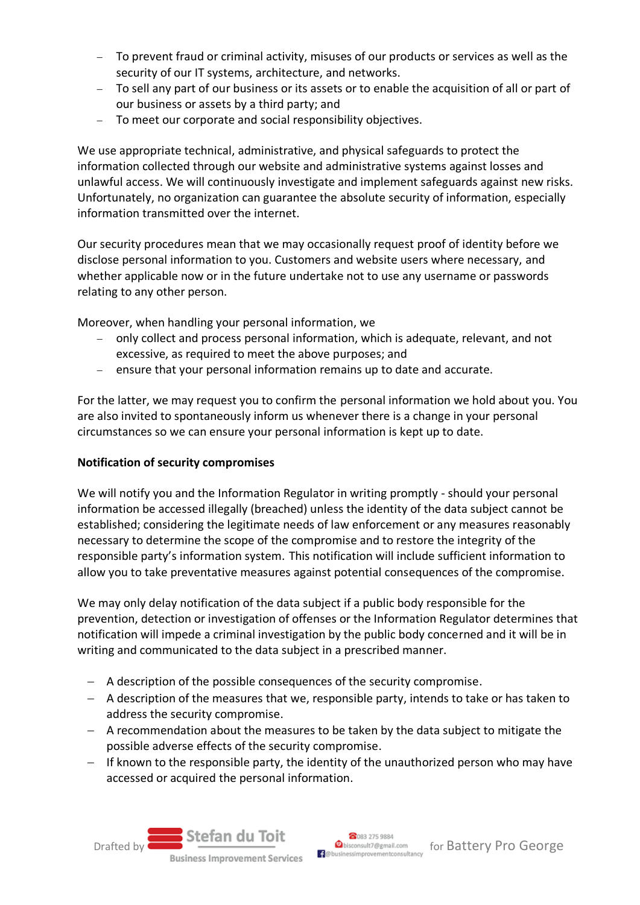- To prevent fraud or criminal activity, misuses of our products or services as well as the security of our IT systems, architecture, and networks.
- To sell any part of our business or its assets or to enable the acquisition of all or part of our business or assets by a third party; and
- To meet our corporate and social responsibility objectives.

We use appropriate technical, administrative, and physical safeguards to protect the information collected through our website and administrative systems against losses and unlawful access. We will continuously investigate and implement safeguards against new risks. Unfortunately, no organization can guarantee the absolute security of information, especially information transmitted over the internet.

Our security procedures mean that we may occasionally request proof of identity before we disclose personal information to you. Customers and website users where necessary, and whether applicable now or in the future undertake not to use any username or passwords relating to any other person.

Moreover, when handling your personal information, we

- only collect and process personal information, which is adequate, relevant, and not excessive, as required to meet the above purposes; and
- ensure that your personal information remains up to date and accurate.

For the latter, we may request you to confirm the personal information we hold about you. You are also invited to spontaneously inform us whenever there is a change in your personal circumstances so we can ensure your personal information is kept up to date.

**Notification of security compromises**

We will notify you and the Information Regulator in writing promptly - should your personal information be accessed illegally (breached) unless the identity of the data subject cannot be established; considering the legitimate needs of law enforcement or any measures reasonably necessary to determine the scope of the compromise and to restore the integrity of the responsible party's information system. This notification will include sufficient information to allow you to take preventative measures against potential consequences of the compromise.

We may only delay notification of the data subject if a public body responsible for the prevention, detection or investigation of offenses or the Information Regulator determines that notification will impede a criminal investigation by the public body concerned and it will be in writing and communicated to the data subject in a prescribed manner.

- A description of the possible consequences of the security compromise.
- A description of the measures that we, responsible party, intends to take or has taken to address the security compromise.
- A recommendation about the measures to be taken by the data subject to mitigate the possible adverse effects of the security compromise.
- If known to the responsible party, the identity of the unauthorized person who may have accessed or acquired the personal information.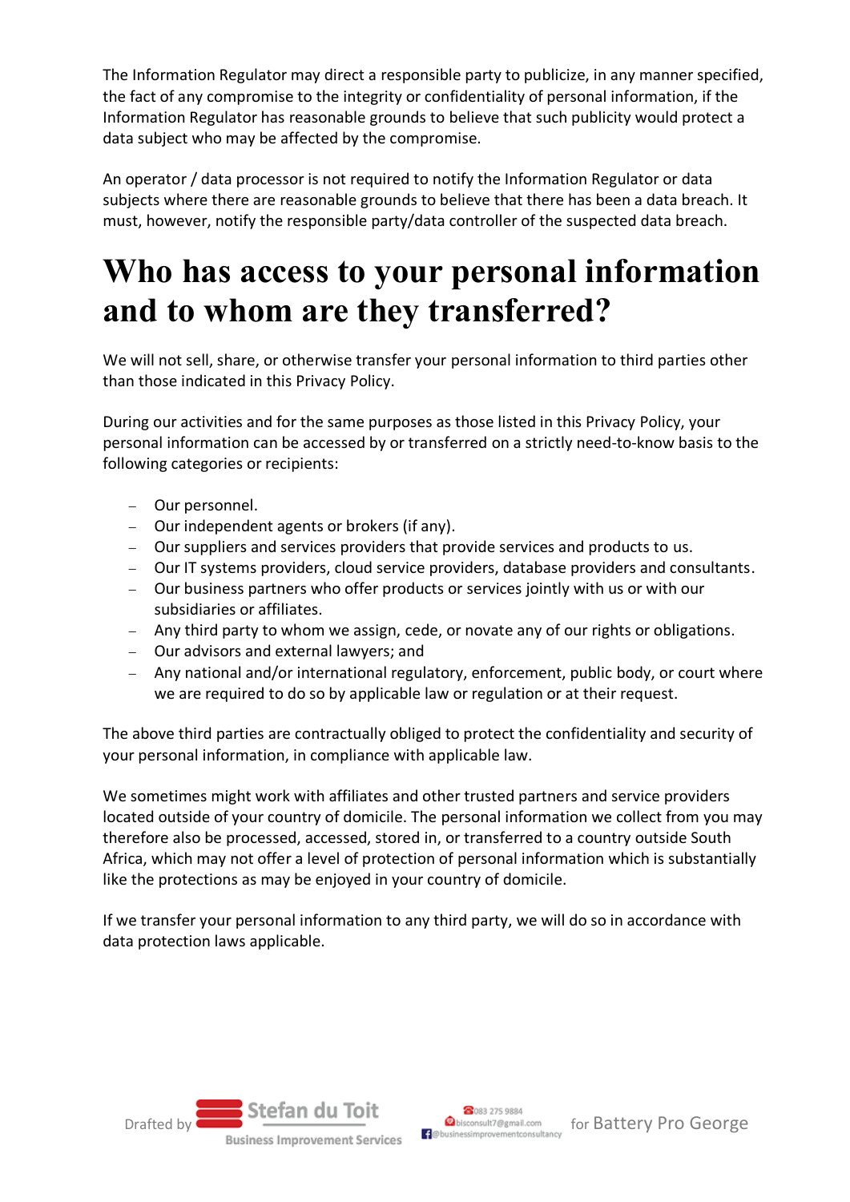The Information Regulator may direct a responsible party to publicize, in any manner specified, the fact of any compromise to the integrity or confidentiality of personal information, if the Information Regulator has reasonable grounds to believe that such publicity would protect a data subject who may be affected by the compromise.

An operator / data processor is not required to notify the Information Regulator or data subjects where there are reasonable grounds to believe that there has been a data breach. It must, however, notify the responsible party/data controller of the suspected data breach.

# Who has access to your personal information and to whom are they transferred?

We will not sell, share, or otherwise transfer your personal information to third parties other than those indicated in this Privacy Policy.

During our activities and for the same purposes as those listed in this Privacy Policy, your personal information can be accessed by or transferred on a strictly need-to-know basis to the following categories or recipients:

- Our personnel.
- Our independent agents or brokers (if any).
- Our suppliers and services providers that provide services and products to us.
- Our IT systems providers, cloud service providers, database providers and consultants.
- Our business partners who offer products or services jointly with us or with our subsidiaries or affiliates.
- Any third party to whom we assign, cede, or novate any of our rights or obligations.
- Our advisors and external lawyers; and
- Any national and/or international regulatory, enforcement, public body, or court where we are required to do so by applicable law or regulation or at their request.

The above third parties are contractually obliged to protect the confidentiality and security of your personal information, in compliance with applicable law.

We sometimes might work with affiliates and other trusted partners and service providers located outside of your country of domicile. The personal information we collect from you may therefore also be processed, accessed, stored in, or transferred to a country outside South Africa, which may not offer a level of protection of personal information which is substantially like the protections as may be enjoyed in your country of domicile.

If we transfer your personal information to any third party, we will do so in accordance with data protection laws applicable.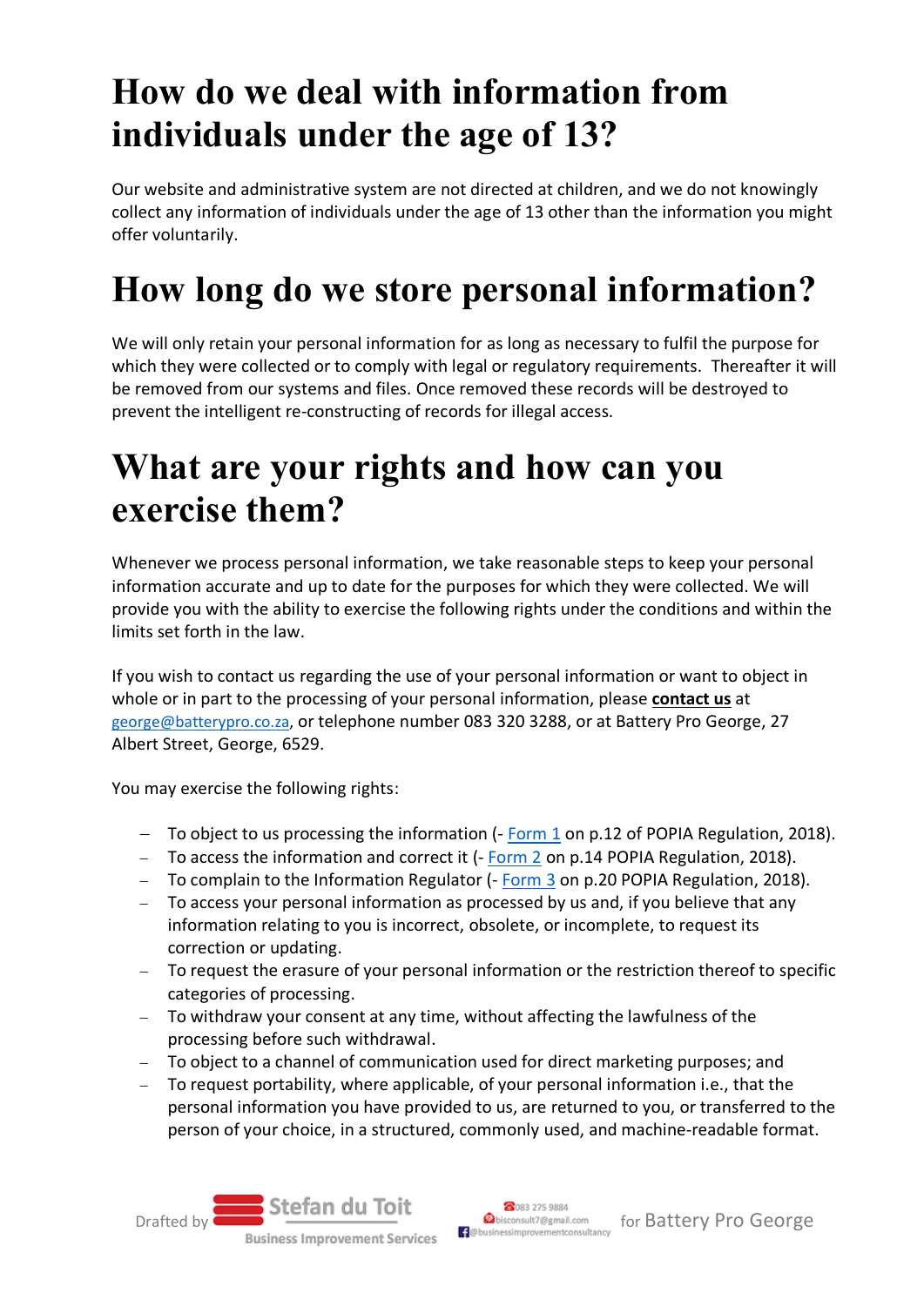# How do we deal with information from individuals under the age of 13?

Our website and administrative system are not directed at children, and we do not knowingly collect any information of individuals under the age of 13 other than the information you might offer voluntarily.

# How long do we store personal information?

We will only retain your personal information for as long as necessary to fulfil the purpose for which they were collected or to comply with legal or regulatory requirements. Thereafter it will be removed from our systems and files. Once removed these records will be destroyed to prevent the intelligent re-constructing of records for illegal access.

# What are your rights and how can you exercise them?

Whenever we process personal information, we take reasonable steps to keep your personal information accurate and up to date for the purposes for which they were collected. We will provide you with the ability to exercise the following rights under the conditions and within the limits set forth in the law.

If you wish to contact us regarding the use of your personal information or want to object in whole or in part to the processing of your personal information, please **contact us** at george@batterypro.co.za, or telephone number 083 320 3288, or at Battery Pro George, 27 Albert Street, George, 6529.

You may exercise the following rights:

- To object to us processing the information (- Form 1 on p.12 of POPIA Regulation, 2018).
- To access the information and correct it (- Form 2 on p.14 POPIA Regulation, 2018).
- To complain to the Information Regulator (- Form 3 on p.20 POPIA Regulation, 2018).
- To access your personal information as processed by us and, if you believe that any information relating to you is incorrect, obsolete, or incomplete, to request its correction or updating.
- To request the erasure of your personal information or the restriction thereof to specific categories of processing.
- To withdraw your consent at any time, without affecting the lawfulness of the processing before such withdrawal.
- To object to a channel of communication used for direct marketing purposes; and
- To request portability, where applicable, of your personal information i.e., that the personal information you have provided to us, are returned to you, or transferred to the person of your choice, in a structured, commonly used, and machine-readable format.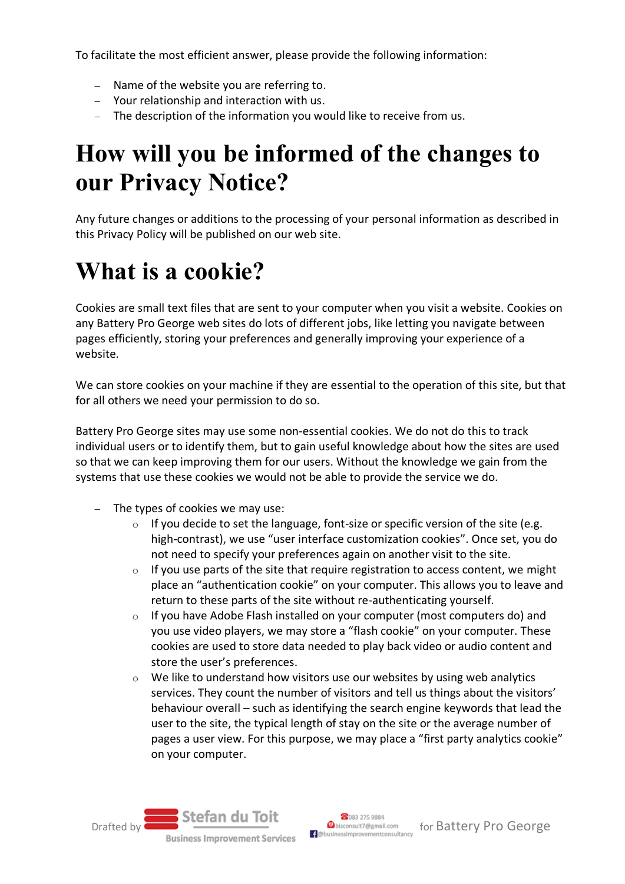To facilitate the most efficient answer, please provide the following information:

- Name of the website you are referring to.
- Your relationship and interaction with us.
- The description of the information you would like to receive from us.

# How will you be informed of the changes to our Privacy Notice?

Any future changes or additions to the processing of your personal information as described in this Privacy Policy will be published on our web site.

# What is a cookie?

Cookies are small text files that are sent to your computer when you visit a website. Cookies on any Battery Pro George web sites do lots of different jobs, like letting you navigate between pages efficiently, storing your preferences and generally improving your experience of a website.

We can store cookies on your machine if they are essential to the operation of this site, but that for all others we need your permission to do so.

Battery Pro George sites may use some non-essential cookies. We do not do this to track individual users or to identify them, but to gain useful knowledge about how the sites are used so that we can keep improving them for our users. Without the knowledge we gain from the systems that use these cookies we would not be able to provide the service we do.

- The types of cookies we may use:
  - If you decide to set the language, font-size or specific version of the site (e.g. high-contrast), we use “user interface customization cookies”. Once set, you do not need to specify your preferences again on another visit to the site.
  - If you use parts of the site that require registration to access content, we might place an “authentication cookie” on your computer. This allows you to leave and return to these parts of the site without re-authenticating yourself.
  - If you have Adobe Flash installed on your computer (most computers do) and you use video players, we may store a “flash cookie” on your computer. These cookies are used to store data needed to play back video or audio content and store the user’s preferences.
  - We like to understand how visitors use our websites by using web analytics services. They count the number of visitors and tell us things about the visitors’ behaviour overall – such as identifying the search engine keywords that lead the user to the site, the typical length of stay on the site or the average number of pages a user view. For this purpose, we may place a “first party analytics cookie” on your computer.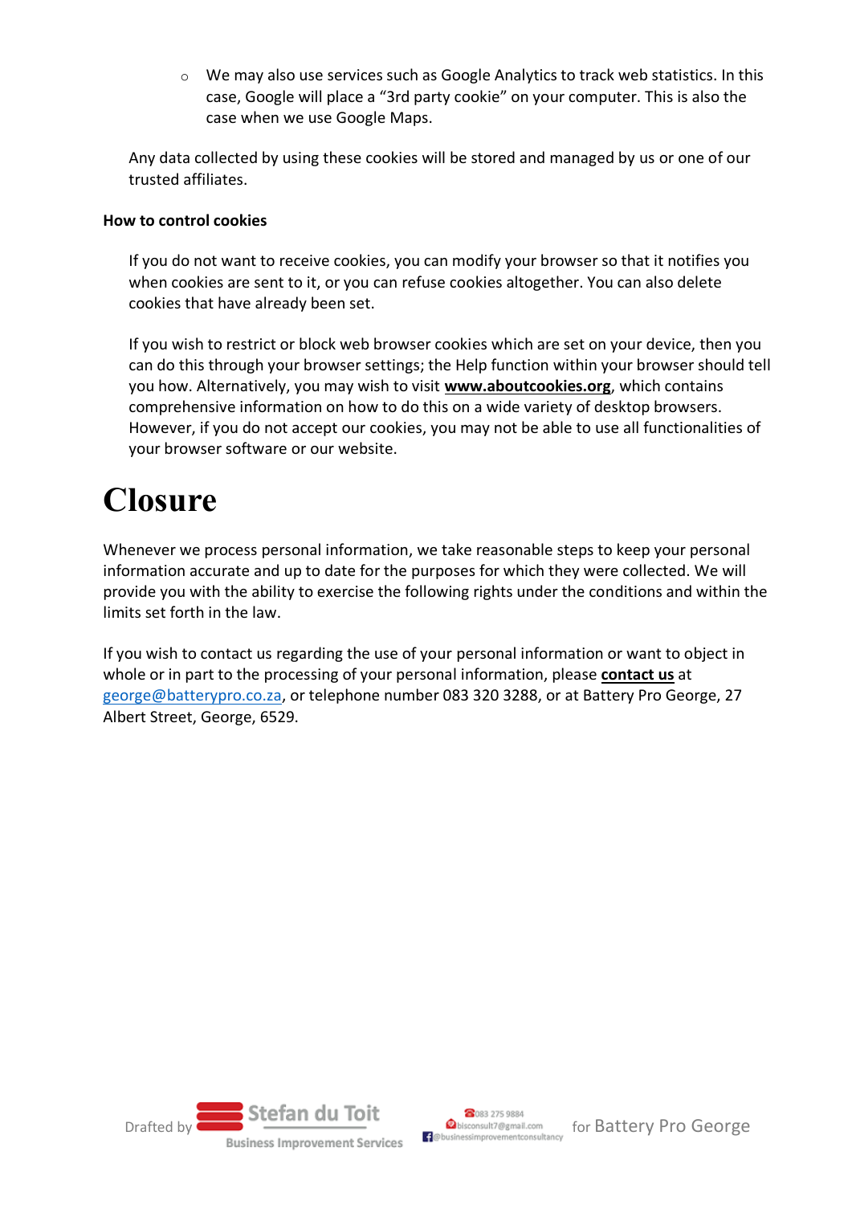- We may also use services such as Google Analytics to track web statistics. In this case, Google will place a "3rd party cookie" on your computer. This is also the case when we use Google Maps.

Any data collected by using these cookies will be stored and managed by us or one of our trusted affiliates.

**How to control cookies**

If you do not want to receive cookies, you can modify your browser so that it notifies you when cookies are sent to it, or you can refuse cookies altogether. You can also delete cookies that have already been set.

If you wish to restrict or block web browser cookies which are set on your device, then you can do this through your browser settings; the Help function within your browser should tell you how. Alternatively, you may wish to visit **www.aboutcookies.org**, which contains comprehensive information on how to do this on a wide variety of desktop browsers. However, if you do not accept our cookies, you may not be able to use all functionalities of your browser software or our website.

# Closure

Whenever we process personal information, we take reasonable steps to keep your personal information accurate and up to date for the purposes for which they were collected. We will provide you with the ability to exercise the following rights under the conditions and within the limits set forth in the law.

If you wish to contact us regarding the use of your personal information or want to object in whole or in part to the processing of your personal information, please **contact us** at george@batterypro.co.za, or telephone number 083 320 3288, or at Battery Pro George, 27 Albert Street, George, 6529.